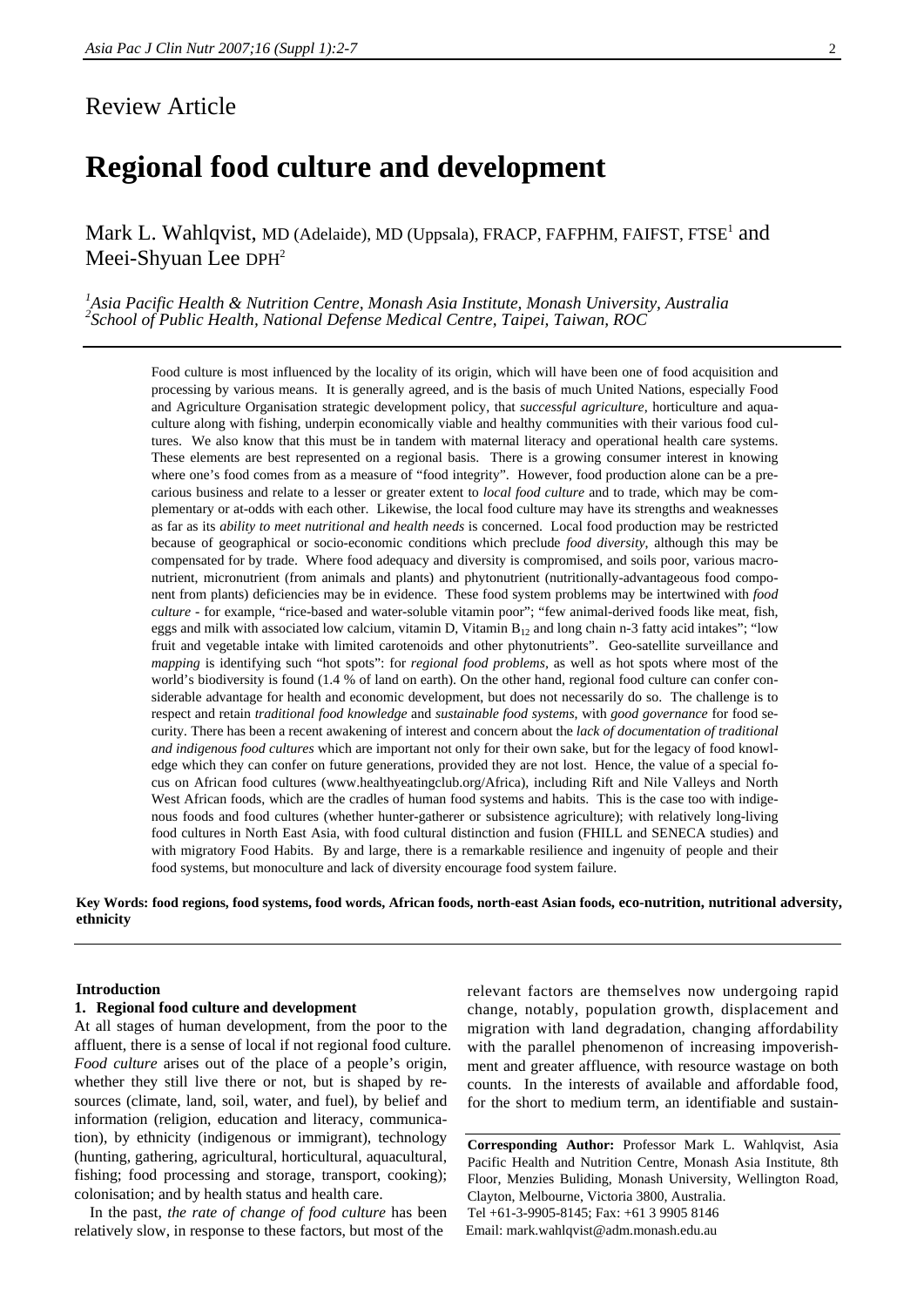Review Article

# Regional food culture and development

Mark L. Wahlqvist, MD (Adelaide), MD (Uppsala), FRACP, FAFPHM, FAIFST, FTSE[1] and Meei-Shyuan Lee DPH[2]

[1]*Asia Pacific Health & Nutrition Centre, Monash Asia Institute, Monash University, Australia*
[2]*School of Public Health, National Defense Medical Centre, Taipei, Taiwan, ROC*

Food culture is most influenced by the locality of its origin, which will have been one of food acquisition and processing by various means. It is generally agreed, and is the basis of much United Nations, especially Food and Agriculture Organisation strategic development policy, that *successful agriculture*, horticulture and aquaculture along with fishing, underpin economically viable and healthy communities with their various food cultures. We also know that this must be in tandem with maternal literacy and operational health care systems. These elements are best represented on a regional basis. There is a growing consumer interest in knowing where one's food comes from as a measure of "food integrity". However, food production alone can be a precarious business and relate to a lesser or greater extent to *local food culture* and to trade, which may be complementary or at-odds with each other. Likewise, the local food culture may have its strengths and weaknesses as far as its *ability to meet nutritional and health needs* is concerned. Local food production may be restricted because of geographical or socio-economic conditions which preclude *food diversity*, although this may be compensated for by trade. Where food adequacy and diversity is compromised, and soils poor, various macronutrient, micronutrient (from animals and plants) and phytonutrient (nutritionally-advantageous food component from plants) deficiencies may be in evidence. These food system problems may be intertwined with *food culture* - for example, "rice-based and water-soluble vitamin poor"; "few animal-derived foods like meat, fish, eggs and milk with associated low calcium, vitamin D, Vitamin $B_{12}$ and long chain n-3 fatty acid intakes"; "low fruit and vegetable intake with limited carotenoids and other phytonutrients". Geo-satellite surveillance and *mapping* is identifying such "hot spots": for *regional food problems*, as well as hot spots where most of the world's biodiversity is found (1.4 % of land on earth). On the other hand, regional food culture can confer considerable advantage for health and economic development, but does not necessarily do so. The challenge is to respect and retain *traditional food knowledge* and *sustainable food systems*, with *good governance* for food security. There has been a recent awakening of interest and concern about the *lack of documentation of traditional and indigenous food cultures* which are important not only for their own sake, but for the legacy of food knowledge which they can confer on future generations, provided they are not lost. Hence, the value of a special focus on African food cultures (www.healthyeatingclub.org/Africa), including Rift and Nile Valleys and North West African foods, which are the cradles of human food systems and habits. This is the case too with indigenous foods and food cultures (whether hunter-gatherer or subsistence agriculture); with relatively long-living food cultures in North East Asia, with food cultural distinction and fusion (FHILL and SENECA studies) and with migratory Food Habits. By and large, there is a remarkable resilience and ingenuity of people and their food systems, but monoculture and lack of diversity encourage food system failure.

**Key Words: food regions, food systems, food words, African foods, north-east Asian foods, eco-nutrition, nutritional adversity, ethnicity**

## Introduction

### 1. Regional food culture and development

At all stages of human development, from the poor to the affluent, there is a sense of local if not regional food culture. *Food culture* arises out of the place of a people's origin, whether they still live there or not, but is shaped by resources (climate, land, soil, water, and fuel), by belief and information (religion, education and literacy, communication), by ethnicity (indigenous or immigrant), technology (hunting, gathering, agricultural, horticultural, aquacultural, fishing; food processing and storage, transport, cooking); colonisation; and by health status and health care.

In the past, *the rate of change of food culture* has been relatively slow, in response to these factors, but most of the relevant factors are themselves now undergoing rapid change, notably, population growth, displacement and migration with land degradation, changing affordability with the parallel phenomenon of increasing impoverishment and greater affluence, with resource wastage on both counts. In the interests of available and affordable food, for the short to medium term, an identifiable and sustain-

**Corresponding Author:** Professor Mark L. Wahlqvist, Asia Pacific Health and Nutrition Centre, Monash Asia Institute, 8th Floor, Menzies Buliding, Monash University, Wellington Road, Clayton, Melbourne, Victoria 3800, Australia.
Tel +61-3-9905-8145; Fax: +61 3 9905 8146
Email: mark.wahlqvist@adm.monash.edu.au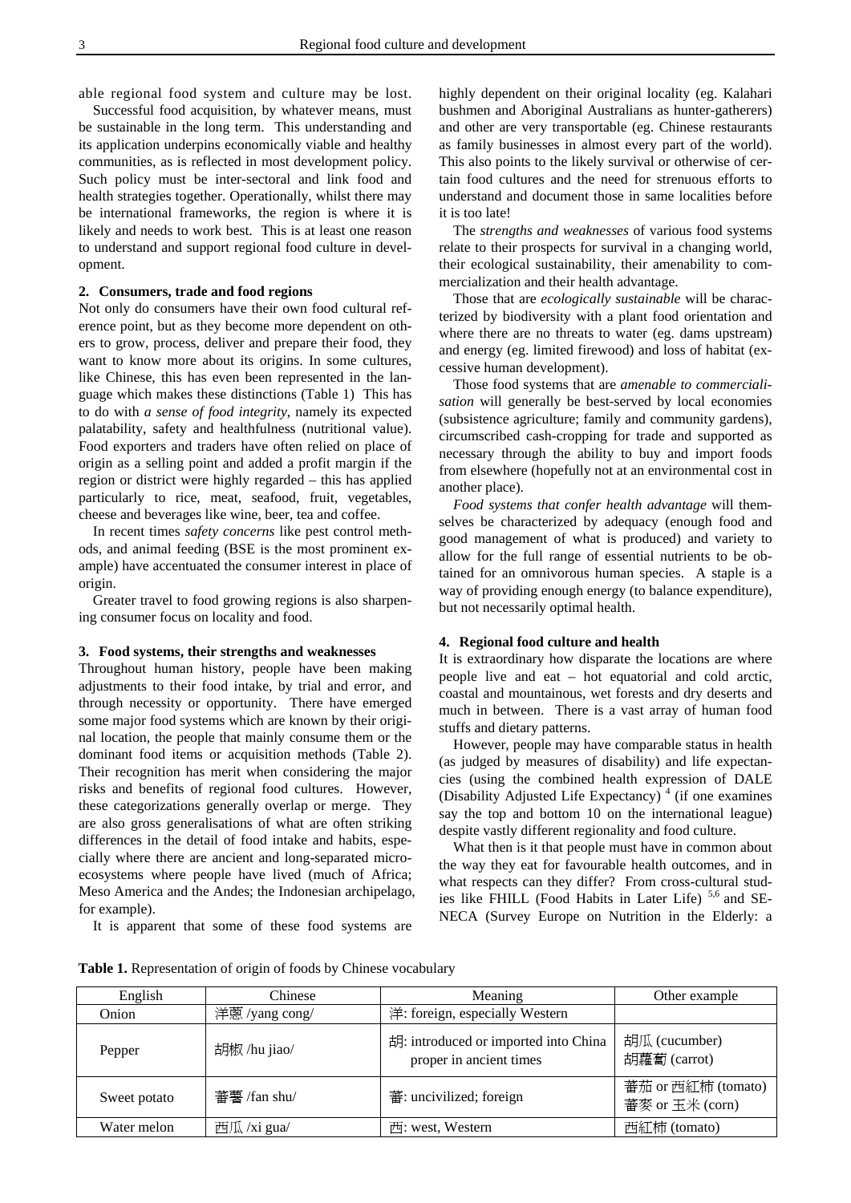able regional food system and culture may be lost.

Successful food acquisition, by whatever means, must be sustainable in the long term. This understanding and its application underpins economically viable and healthy communities, as is reflected in most development policy. Such policy must be inter-sectoral and link food and health strategies together. Operationally, whilst there may be international frameworks, the region is where it is likely and needs to work best. This is at least one reason to understand and support regional food culture in development.

## 2. Consumers, trade and food regions

Not only do consumers have their own food cultural reference point, but as they become more dependent on others to grow, process, deliver and prepare their food, they want to know more about its origins. In some cultures, like Chinese, this has even been represented in the language which makes these distinctions (Table 1) This has to do with *a sense of food integrity*, namely its expected palatability, safety and healthfulness (nutritional value). Food exporters and traders have often relied on place of origin as a selling point and added a profit margin if the region or district were highly regarded – this has applied particularly to rice, meat, seafood, fruit, vegetables, cheese and beverages like wine, beer, tea and coffee.

In recent times *safety concerns* like pest control methods, and animal feeding (BSE is the most prominent example) have accentuated the consumer interest in place of origin.

Greater travel to food growing regions is also sharpening consumer focus on locality and food.

## 3. Food systems, their strengths and weaknesses

Throughout human history, people have been making adjustments to their food intake, by trial and error, and through necessity or opportunity. There have emerged some major food systems which are known by their original location, the people that mainly consume them or the dominant food items or acquisition methods (Table 2). Their recognition has merit when considering the major risks and benefits of regional food cultures. However, these categorizations generally overlap or merge. They are also gross generalisations of what are often striking differences in the detail of food intake and habits, especially where there are ancient and long-separated micro-ecosystems where people have lived (much of Africa; Meso America and the Andes; the Indonesian archipelago, for example).

It is apparent that some of these food systems are highly dependent on their original locality (eg. Kalahari bushmen and Aboriginal Australians as hunter-gatherers) and other are very transportable (eg. Chinese restaurants as family businesses in almost every part of the world). This also points to the likely survival or otherwise of certain food cultures and the need for strenuous efforts to understand and document those in same localities before it is too late!

The *strengths and weaknesses* of various food systems relate to their prospects for survival in a changing world, their ecological sustainability, their amenability to commercialization and their health advantage.

Those that are *ecologically sustainable* will be characterized by biodiversity with a plant food orientation and where there are no threats to water (eg. dams upstream) and energy (eg. limited firewood) and loss of habitat (excessive human development).

Those food systems that are *amenable to commercialisation* will generally be best-served by local economies (subsistence agriculture; family and community gardens), circumscribed cash-cropping for trade and supported as necessary through the ability to buy and import foods from elsewhere (hopefully not at an environmental cost in another place).

*Food systems that confer health advantage* will themselves be characterized by adequacy (enough food and good management of what is produced) and variety to allow for the full range of essential nutrients to be obtained for an omnivorous human species. A staple is a way of providing enough energy (to balance expenditure), but not necessarily optimal health.

## 4. Regional food culture and health

It is extraordinary how disparate the locations are where people live and eat – hot equatorial and cold arctic, coastal and mountainous, wet forests and dry deserts and much in between. There is a vast array of human food stuffs and dietary patterns.

However, people may have comparable status in health (as judged by measures of disability) and life expectancies (using the combined health expression of DALE (Disability Adjusted Life Expectancy) [4] (if one examines say the top and bottom 10 on the international league) despite vastly different regionality and food culture.

What then is it that people must have in common about the way they eat for favourable health outcomes, and in what respects can they differ? From cross-cultural studies like FHILL (Food Habits in Later Life) [5,6] and SENECA (Survey Europe on Nutrition in the Elderly: a

**Table 1.** Representation of origin of foods by Chinese vocabulary

| English | Chinese | Meaning | Other example |
|---|---|---|---|
| Onion | 洋蔥 /yang cong/ | 洋: foreign, especially Western | |
| Pepper | 胡椒 /hu jiao/ | 胡: introduced or imported into China proper in ancient times | 胡瓜 (cucumber) 胡蘿蔔 (carrot) |
| Sweet potato | 蕃薯 /fan shu/ | 蕃: uncivilized; foreign | 蕃茄 or 西紅柿 (tomato) 蕃麥 or 玉米 (corn) |
| Water melon | 西瓜 /xi gua/ | 西: west, Western | 西紅柿 (tomato) |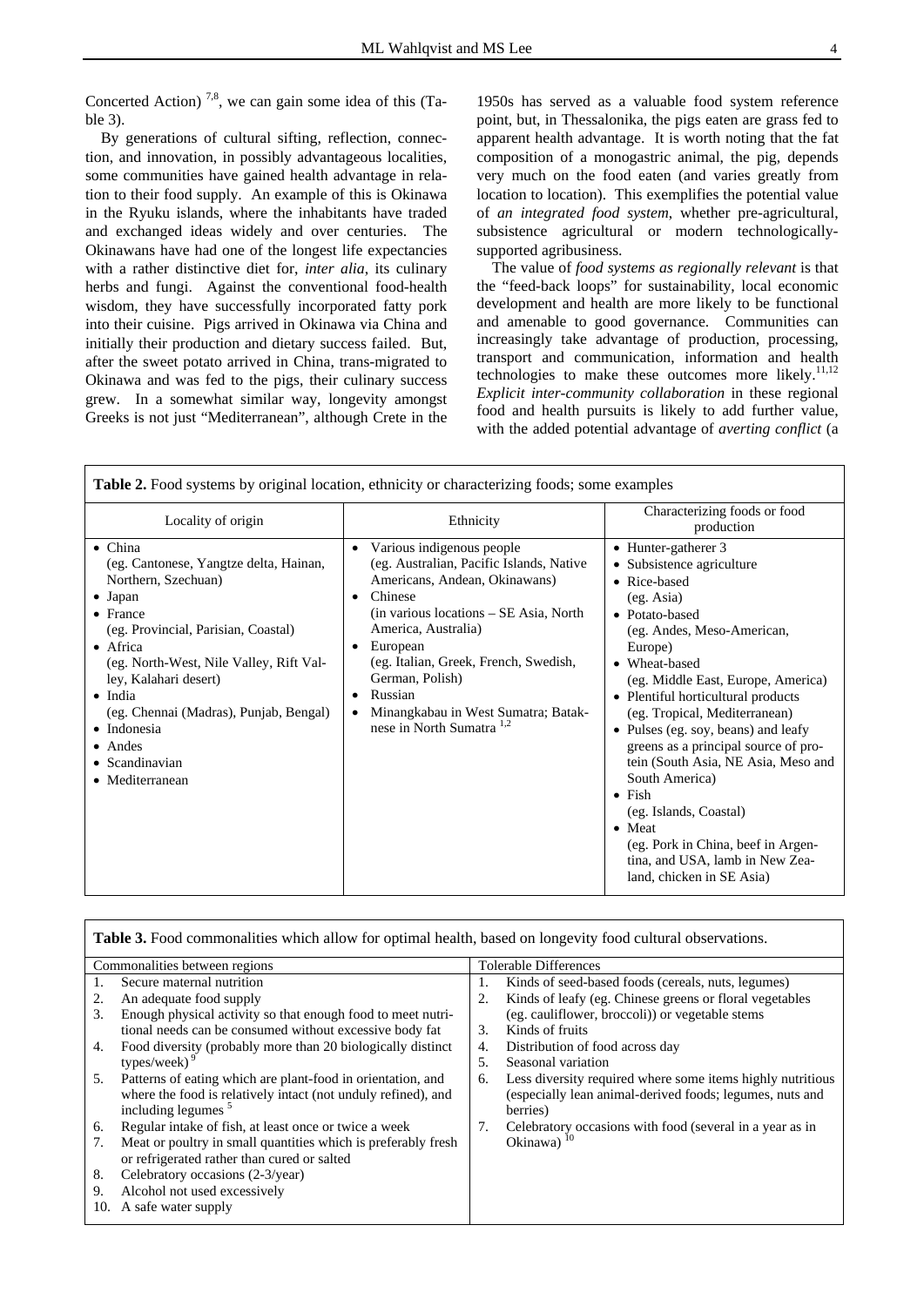Concerted Action) [7,8], we can gain some idea of this (Table 3).

By generations of cultural sifting, reflection, connection, and innovation, in possibly advantageous localities, some communities have gained health advantage in relation to their food supply. An example of this is Okinawa in the Ryuku islands, where the inhabitants have traded and exchanged ideas widely and over centuries. The Okinawans have had one of the longest life expectancies with a rather distinctive diet for, *inter alia*, its culinary herbs and fungi. Against the conventional food-health wisdom, they have successfully incorporated fatty pork into their cuisine. Pigs arrived in Okinawa via China and initially their production and dietary success failed. But, after the sweet potato arrived in China, trans-migrated to Okinawa and was fed to the pigs, their culinary success grew. In a somewhat similar way, longevity amongst Greeks is not just "Mediterranean", although Crete in the 1950s has served as a valuable food system reference point, but, in Thessalonika, the pigs eaten are grass fed to apparent health advantage. It is worth noting that the fat composition of a monogastric animal, the pig, depends very much on the food eaten (and varies greatly from location to location). This exemplifies the potential value of *an integrated food system*, whether pre-agricultural, subsistence agricultural or modern technologically-supported agribusiness.

The value of *food systems as regionally relevant* is that the "feed-back loops" for sustainability, local economic development and health are more likely to be functional and amenable to good governance. Communities can increasingly take advantage of production, processing, transport and communication, information and health technologies to make these outcomes more likely.[11,12] *Explicit inter-community collaboration* in these regional food and health pursuits is likely to add further value, with the added potential advantage of *averting conflict* (a

**Table 2.** Food systems by original location, ethnicity or characterizing foods; some examples

| Locality of origin | Ethnicity | Characterizing foods or food production |
|---|---|---|
| • China (eg. Cantonese, Yangtze delta, Hainan, Northern, Szechuan)<br>• Japan<br>• France (eg. Provincial, Parisian, Coastal)<br>• Africa (eg. North-West, Nile Valley, Rift Valley, Kalahari desert)<br>• India (eg. Chennai (Madras), Punjab, Bengal)<br>• Indonesia<br>• Andes<br>• Scandinavian<br>• Mediterranean | • Various indigenous people (eg. Australian, Pacific Islands, Native Americans, Andean, Okinawans)<br>• Chinese (in various locations – SE Asia, North America, Australia)<br>• European (eg. Italian, Greek, French, Swedish, German, Polish)<br>• Russian<br>• Minangkabau in West Sumatra; Bataknese in North Sumatra [1,2] | • Hunter-gatherer 3<br>• Subsistence agriculture<br>• Rice-based (eg. Asia)<br>• Potato-based (eg. Andes, Meso-American, Europe)<br>• Wheat-based (eg. Middle East, Europe, America)<br>• Plentiful horticultural products (eg. Tropical, Mediterranean)<br>• Pulses (eg. soy, beans) and leafy greens as a principal source of protein (South Asia, NE Asia, Meso and South America)<br>• Fish (eg. Islands, Coastal)<br>• Meat (eg. Pork in China, beef in Argentina, and USA, lamb in New Zealand, chicken in SE Asia) |

**Table 3.** Food commonalities which allow for optimal health, based on longevity food cultural observations.

| Commonalities between regions | Tolerable Differences |
|---|---|
| 1. Secure maternal nutrition<br>2. An adequate food supply<br>3. Enough physical activity so that enough food to meet nutritional needs can be consumed without excessive body fat<br>4. Food diversity (probably more than 20 biologically distinct types/week) [9]<br>5. Patterns of eating which are plant-food in orientation, and where the food is relatively intact (not unduly refined), and including legumes [5]<br>6. Regular intake of fish, at least once or twice a week<br>7. Meat or poultry in small quantities which is preferably fresh or refrigerated rather than cured or salted<br>8. Celebratory occasions (2-3/year)<br>9. Alcohol not used excessively<br>10. A safe water supply | 1. Kinds of seed-based foods (cereals, nuts, legumes)<br>2. Kinds of leafy (eg. Chinese greens or floral vegetables (eg. cauliflower, broccoli)) or vegetable stems<br>3. Kinds of fruits<br>4. Distribution of food across day<br>5. Seasonal variation<br>6. Less diversity required where some items highly nutritious (especially lean animal-derived foods; legumes, nuts and berries)<br>7. Celebratory occasions with food (several in a year as in Okinawa) [10] |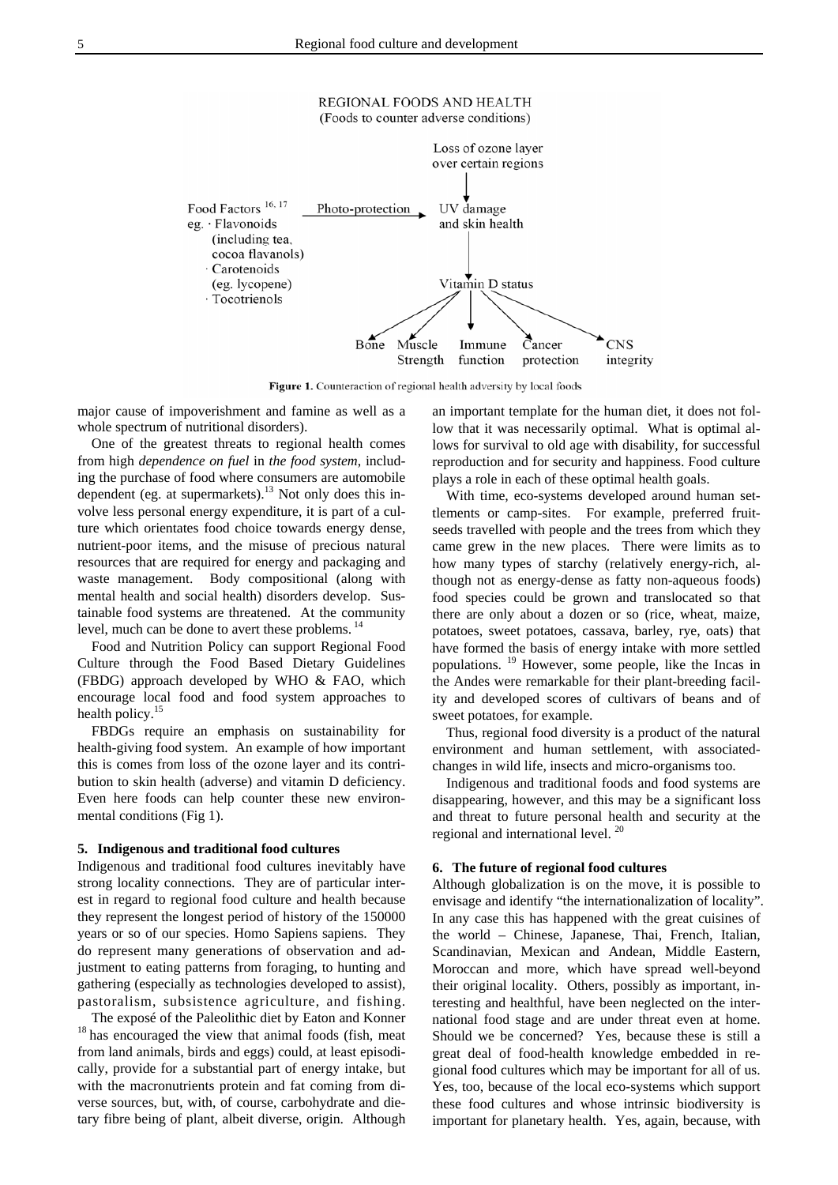REGIONAL FOODS AND HEALTH
(Foods to counter adverse conditions)

Loss of ozone layer over certain regions

Food Factors [16, 17] → Photo-protection → UV damage and skin health

eg. · Flavonoids (including tea, cocoa flavanols)
· Carotenoids (eg. lycopene)
· Tocotrienols

Vitamin D status → Bone, Muscle Strength, Immune function, Cancer protection, CNS integrity

**Figure 1.** Counteraction of regional health adversity by local foods

major cause of impoverishment and famine as well as a whole spectrum of nutritional disorders).

One of the greatest threats to regional health comes from high *dependence on fuel* in *the food system*, including the purchase of food where consumers are automobile dependent (eg. at supermarkets).[13] Not only does this involve less personal energy expenditure, it is part of a culture which orientates food choice towards energy dense, nutrient-poor items, and the misuse of precious natural resources that are required for energy and packaging and waste management. Body compositional (along with mental health and social health) disorders develop. Sustainable food systems are threatened. At the community level, much can be done to avert these problems. [14]

Food and Nutrition Policy can support Regional Food Culture through the Food Based Dietary Guidelines (FBDG) approach developed by WHO & FAO, which encourage local food and food system approaches to health policy.[15]

FBDGs require an emphasis on sustainability for health-giving food system. An example of how important this is comes from loss of the ozone layer and its contribution to skin health (adverse) and vitamin D deficiency. Even here foods can help counter these new environmental conditions (Fig 1).

## 5. Indigenous and traditional food cultures

Indigenous and traditional food cultures inevitably have strong locality connections. They are of particular interest in regard to regional food culture and health because they represent the longest period of history of the 150000 years or so of our species. Homo Sapiens sapiens. They do represent many generations of observation and adjustment to eating patterns from foraging, to hunting and gathering (especially as technologies developed to assist), pastoralism, subsistence agriculture, and fishing.

The exposé of the Paleolithic diet by Eaton and Konner [18] has encouraged the view that animal foods (fish, meat from land animals, birds and eggs) could, at least episodically, provide for a substantial part of energy intake, but with the macronutrients protein and fat coming from diverse sources, but, with, of course, carbohydrate and dietary fibre being of plant, albeit diverse, origin. Although an important template for the human diet, it does not follow that it was necessarily optimal. What is optimal allows for survival to old age with disability, for successful reproduction and for security and happiness. Food culture plays a role in each of these optimal health goals.

With time, eco-systems developed around human settlements or camp-sites. For example, preferred fruit-seeds travelled with people and the trees from which they came grew in the new places. There were limits as to how many types of starchy (relatively energy-rich, although not as energy-dense as fatty non-aqueous foods) food species could be grown and translocated so that there are only about a dozen or so (rice, wheat, maize, potatoes, sweet potatoes, cassava, barley, rye, oats) that have formed the basis of energy intake with more settled populations. [19] However, some people, like the Incas in the Andes were remarkable for their plant-breeding facility and developed scores of cultivars of beans and of sweet potatoes, for example.

Thus, regional food diversity is a product of the natural environment and human settlement, with associated-changes in wild life, insects and micro-organisms too.

Indigenous and traditional foods and food systems are disappearing, however, and this may be a significant loss and threat to future personal health and security at the regional and international level. [20]

## 6. The future of regional food cultures

Although globalization is on the move, it is possible to envisage and identify "the internationalization of locality". In any case this has happened with the great cuisines of the world – Chinese, Japanese, Thai, French, Italian, Scandinavian, Mexican and Andean, Middle Eastern, Moroccan and more, which have spread well-beyond their original locality. Others, possibly as important, interesting and healthful, have been neglected on the international food stage and are under threat even at home. Should we be concerned? Yes, because these is still a great deal of food-health knowledge embedded in regional food cultures which may be important for all of us. Yes, too, because of the local eco-systems which support these food cultures and whose intrinsic biodiversity is important for planetary health. Yes, again, because, with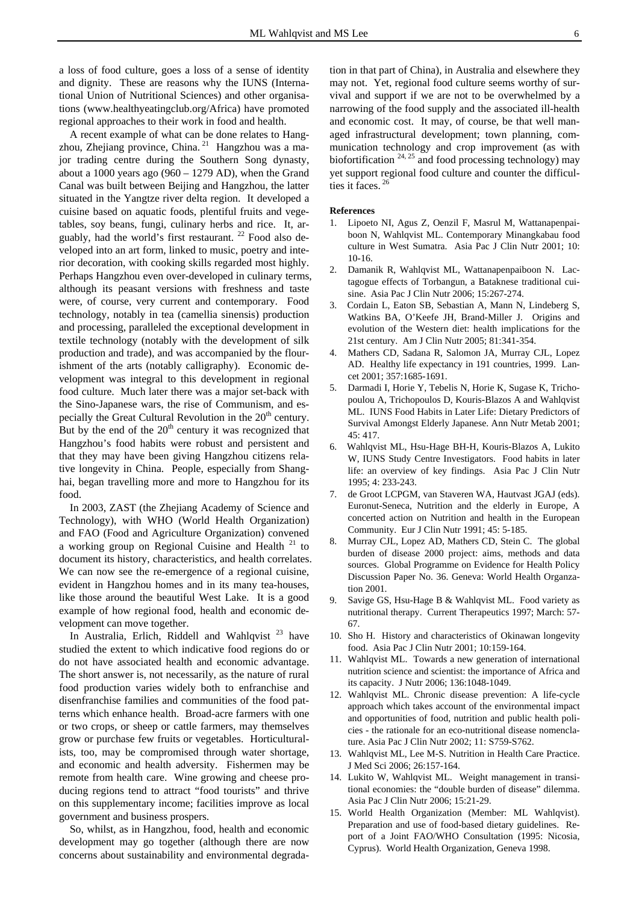a loss of food culture, goes a loss of a sense of identity and dignity. These are reasons why the IUNS (International Union of Nutritional Sciences) and other organisations (www.healthyeatingclub.org/Africa) have promoted regional approaches to their work in food and health.

A recent example of what can be done relates to Hangzhou, Zhejiang province, China. [21] Hangzhou was a major trading centre during the Southern Song dynasty, about a 1000 years ago (960 – 1279 AD), when the Grand Canal was built between Beijing and Hangzhou, the latter situated in the Yangtze river delta region. It developed a cuisine based on aquatic foods, plentiful fruits and vegetables, soy beans, fungi, culinary herbs and rice. It, arguably, had the world's first restaurant. [22] Food also developed into an art form, linked to music, poetry and interior decoration, with cooking skills regarded most highly. Perhaps Hangzhou even over-developed in culinary terms, although its peasant versions with freshness and taste were, of course, very current and contemporary. Food technology, notably in tea (camellia sinensis) production and processing, paralleled the exceptional development in textile technology (notably with the development of silk production and trade), and was accompanied by the flourishment of the arts (notably calligraphy). Economic development was integral to this development in regional food culture. Much later there was a major set-back with the Sino-Japanese wars, the rise of Communism, and especially the Great Cultural Revolution in the 20th century. But by the end of the 20th century it was recognized that Hangzhou's food habits were robust and persistent and that they may have been giving Hangzhou citizens relative longevity in China. People, especially from Shanghai, began travelling more and more to Hangzhou for its food.

In 2003, ZAST (the Zhejiang Academy of Science and Technology), with WHO (World Health Organization) and FAO (Food and Agriculture Organization) convened a working group on Regional Cuisine and Health [21] to document its history, characteristics, and health correlates. We can now see the re-emergence of a regional cuisine, evident in Hangzhou homes and in its many tea-houses, like those around the beautiful West Lake. It is a good example of how regional food, health and economic development can move together.

In Australia, Erlich, Riddell and Wahlqvist [23] have studied the extent to which indicative food regions do or do not have associated health and economic advantage. The short answer is, not necessarily, as the nature of rural food production varies widely both to enfranchise and disenfranchise families and communities of the food patterns which enhance health. Broad-acre farmers with one or two crops, or sheep or cattle farmers, may themselves grow or purchase few fruits or vegetables. Horticulturalists, too, may be compromised through water shortage, and economic and health adversity. Fishermen may be remote from health care. Wine growing and cheese producing regions tend to attract "food tourists" and thrive on this supplementary income; facilities improve as local government and business prospers.

So, whilst, as in Hangzhou, food, health and economic development may go together (although there are now concerns about sustainability and environmental degradation in that part of China), in Australia and elsewhere they may not. Yet, regional food culture seems worthy of survival and support if we are not to be overwhelmed by a narrowing of the food supply and the associated ill-health and economic cost. It may, of course, be that well managed infrastructural development; town planning, communication technology and crop improvement (as with biofortification [24, 25] and food processing technology) may yet support regional food culture and counter the difficulties it faces. [26]

**References**

1. Lipoeto NI, Agus Z, Oenzil F, Masrul M, Wattanapenpaiboon N, Wahlqvist ML. Contemporary Minangkabau food culture in West Sumatra. Asia Pac J Clin Nutr 2001; 10: 10-16.
2. Damanik R, Wahlqvist ML, Wattanapenpaiboon N. Lactagogue effects of Torbangun, a Bataknese traditional cuisine. Asia Pac J Clin Nutr 2006; 15:267-274.
3. Cordain L, Eaton SB, Sebastian A, Mann N, Lindeberg S, Watkins BA, O'Keefe JH, Brand-Miller J. Origins and evolution of the Western diet: health implications for the 21st century. Am J Clin Nutr 2005; 81:341-354.
4. Mathers CD, Sadana R, Salomon JA, Murray CJL, Lopez AD. Healthy life expectancy in 191 countries, 1999. Lancet 2001; 357:1685-1691.
5. Darmadi I, Horie Y, Tebelis N, Horie K, Sugase K, Trichopoulou A, Trichopoulos D, Kouris-Blazos A and Wahlqvist ML. IUNS Food Habits in Later Life: Dietary Predictors of Survival Amongst Elderly Japanese. Ann Nutr Metab 2001; 45: 417.
6. Wahlqvist ML, Hsu-Hage BH-H, Kouris-Blazos A, Lukito W, IUNS Study Centre Investigators. Food habits in later life: an overview of key findings. Asia Pac J Clin Nutr 1995; 4: 233-243.
7. de Groot LCPGM, van Staveren WA, Hautvast JGAJ (eds). Euronut-Seneca, Nutrition and the elderly in Europe, A concerted action on Nutrition and health in the European Community. Eur J Clin Nutr 1991; 45: 5-185.
8. Murray CJL, Lopez AD, Mathers CD, Stein C. The global burden of disease 2000 project: aims, methods and data sources. Global Programme on Evidence for Health Policy Discussion Paper No. 36. Geneva: World Health Organzation 2001.
9. Savige GS, Hsu-Hage B & Wahlqvist ML. Food variety as nutritional therapy. Current Therapeutics 1997; March: 57-67.
10. Sho H. History and characteristics of Okinawan longevity food. Asia Pac J Clin Nutr 2001; 10:159-164.
11. Wahlqvist ML. Towards a new generation of international nutrition science and scientist: the importance of Africa and its capacity. J Nutr 2006; 136:1048-1049.
12. Wahlqvist ML. Chronic disease prevention: A life-cycle approach which takes account of the environmental impact and opportunities of food, nutrition and public health policies - the rationale for an eco-nutritional disease nomenclature. Asia Pac J Clin Nutr 2002; 11: S759-S762.
13. Wahlqvist ML, Lee M-S. Nutrition in Health Care Practice. J Med Sci 2006; 26:157-164.
14. Lukito W, Wahlqvist ML. Weight management in transitional economies: the "double burden of disease" dilemma. Asia Pac J Clin Nutr 2006; 15:21-29.
15. World Health Organization (Member: ML Wahlqvist). Preparation and use of food-based dietary guidelines. Report of a Joint FAO/WHO Consultation (1995: Nicosia, Cyprus). World Health Organization, Geneva 1998.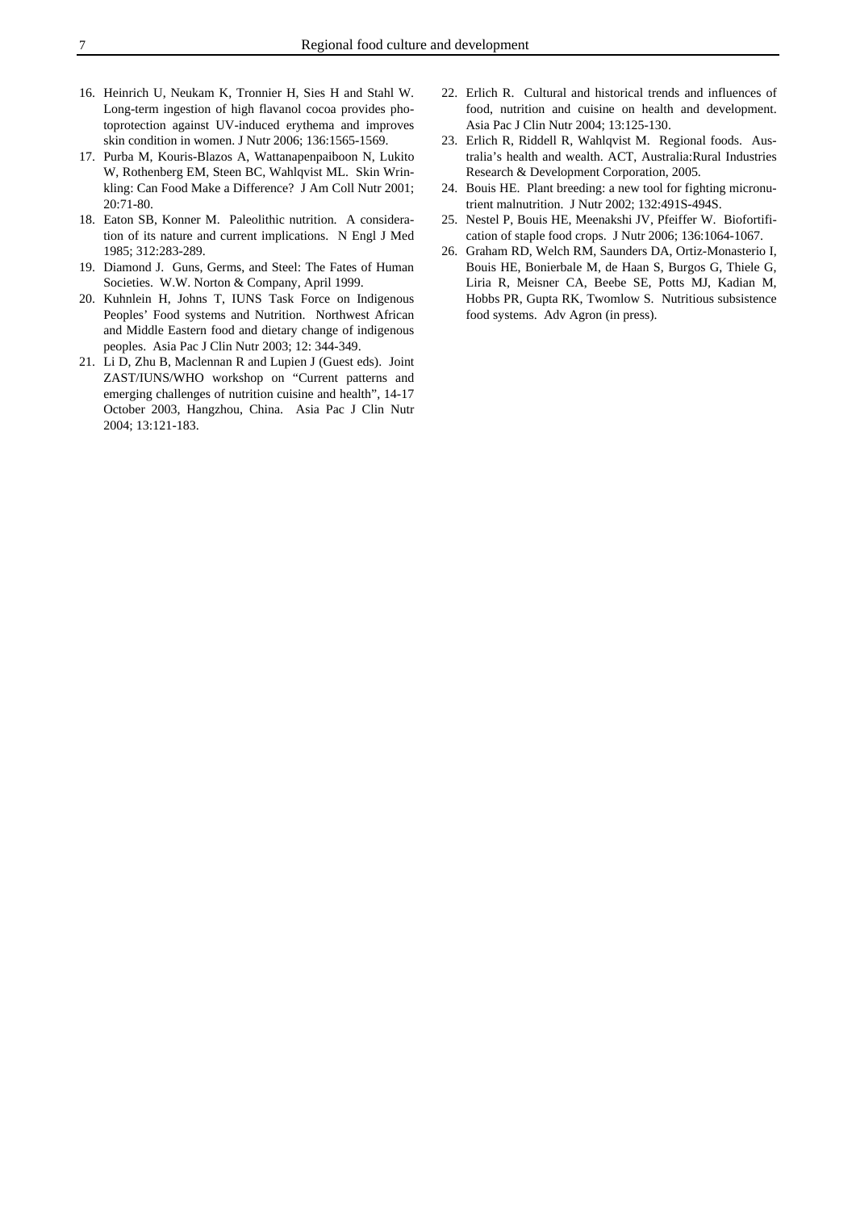16. Heinrich U, Neukam K, Tronnier H, Sies H and Stahl W. Long-term ingestion of high flavanol cocoa provides photoprotection against UV-induced erythema and improves skin condition in women. J Nutr 2006; 136:1565-1569.
17. Purba M, Kouris-Blazos A, Wattanapenpaiboon N, Lukito W, Rothenberg EM, Steen BC, Wahlqvist ML. Skin Wrinkling: Can Food Make a Difference? J Am Coll Nutr 2001; 20:71-80.
18. Eaton SB, Konner M. Paleolithic nutrition. A consideration of its nature and current implications. N Engl J Med 1985; 312:283-289.
19. Diamond J. Guns, Germs, and Steel: The Fates of Human Societies. W.W. Norton & Company, April 1999.
20. Kuhnlein H, Johns T, IUNS Task Force on Indigenous Peoples' Food systems and Nutrition. Northwest African and Middle Eastern food and dietary change of indigenous peoples. Asia Pac J Clin Nutr 2003; 12: 344-349.
21. Li D, Zhu B, Maclennan R and Lupien J (Guest eds). Joint ZAST/IUNS/WHO workshop on "Current patterns and emerging challenges of nutrition cuisine and health", 14-17 October 2003, Hangzhou, China. Asia Pac J Clin Nutr 2004; 13:121-183.
22. Erlich R. Cultural and historical trends and influences of food, nutrition and cuisine on health and development. Asia Pac J Clin Nutr 2004; 13:125-130.
23. Erlich R, Riddell R, Wahlqvist M. Regional foods. Australia's health and wealth. ACT, Australia:Rural Industries Research & Development Corporation, 2005.
24. Bouis HE. Plant breeding: a new tool for fighting micronutrient malnutrition. J Nutr 2002; 132:491S-494S.
25. Nestel P, Bouis HE, Meenakshi JV, Pfeiffer W. Biofortification of staple food crops. J Nutr 2006; 136:1064-1067.
26. Graham RD, Welch RM, Saunders DA, Ortiz-Monasterio I, Bouis HE, Bonierbale M, de Haan S, Burgos G, Thiele G, Liria R, Meisner CA, Beebe SE, Potts MJ, Kadian M, Hobbs PR, Gupta RK, Twomlow S. Nutritious subsistence food systems. Adv Agron (in press).